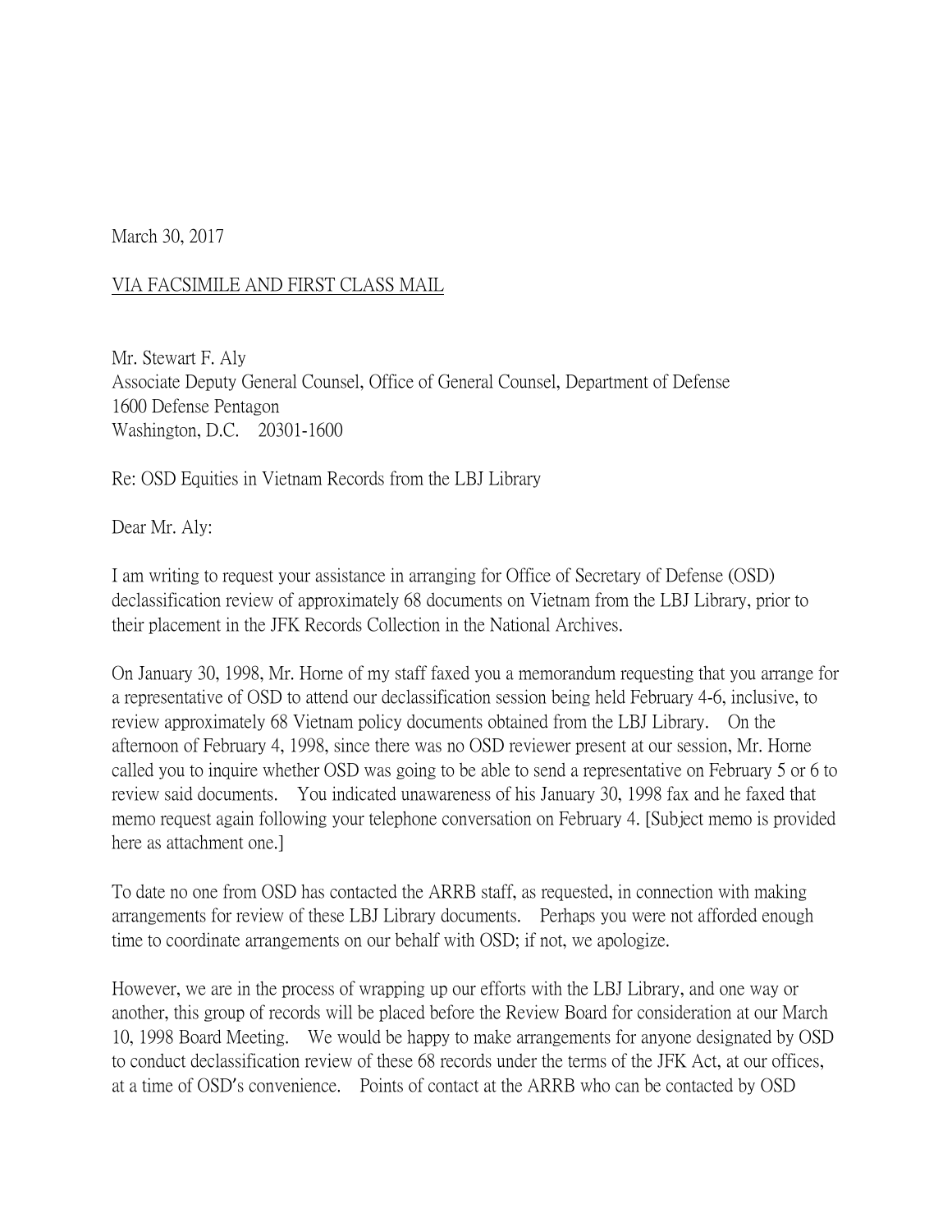March 30, 2017

<u>VIA FACSIMILE AND FIRST CLASS MAIL</u>

Mr. Stewart F. Aly
Associate Deputy General Counsel, Office of General Counsel, Department of Defense
1600 Defense Pentagon
Washington, D.C. 20301-1600

Re: OSD Equities in Vietnam Records from the LBJ Library

Dear Mr. Aly:

I am writing to request your assistance in arranging for Office of Secretary of Defense (OSD) declassification review of approximately 68 documents on Vietnam from the LBJ Library, prior to their placement in the JFK Records Collection in the National Archives.

On January 30, 1998, Mr. Horne of my staff faxed you a memorandum requesting that you arrange for a representative of OSD to attend our declassification session being held February 4-6, inclusive, to review approximately 68 Vietnam policy documents obtained from the LBJ Library. On the afternoon of February 4, 1998, since there was no OSD reviewer present at our session, Mr. Horne called you to inquire whether OSD was going to be able to send a representative on February 5 or 6 to review said documents. You indicated unawareness of his January 30, 1998 fax and he faxed that memo request again following your telephone conversation on February 4. [Subject memo is provided here as attachment one.]

To date no one from OSD has contacted the ARRB staff, as requested, in connection with making arrangements for review of these LBJ Library documents. Perhaps you were not afforded enough time to coordinate arrangements on our behalf with OSD; if not, we apologize.

However, we are in the process of wrapping up our efforts with the LBJ Library, and one way or another, this group of records will be placed before the Review Board for consideration at our March 10, 1998 Board Meeting. We would be happy to make arrangements for anyone designated by OSD to conduct declassification review of these 68 records under the terms of the JFK Act, at our offices, at a time of OSD's convenience. Points of contact at the ARRB who can be contacted by OSD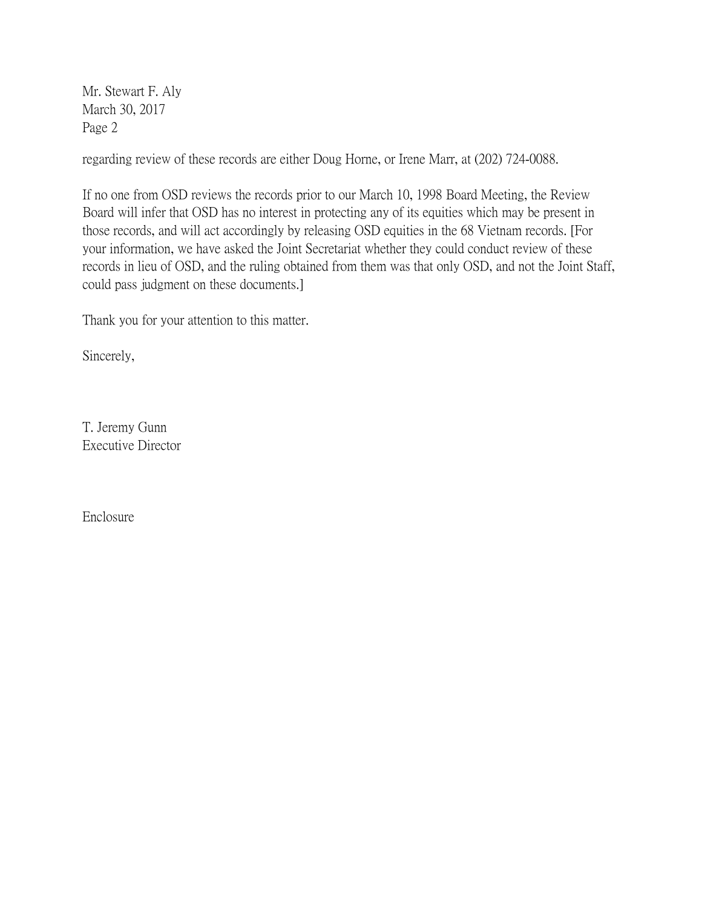regarding review of these records are either Doug Horne, or Irene Marr, at (202) 724-0088.

If no one from OSD reviews the records prior to our March 10, 1998 Board Meeting, the Review Board will infer that OSD has no interest in protecting any of its equities which may be present in those records, and will act accordingly by releasing OSD equities in the 68 Vietnam records. [For your information, we have asked the Joint Secretariat whether they could conduct review of these records in lieu of OSD, and the ruling obtained from them was that only OSD, and not the Joint Staff, could pass judgment on these documents.]

Thank you for your attention to this matter.

Sincerely,

T. Jeremy Gunn
Executive Director

Enclosure